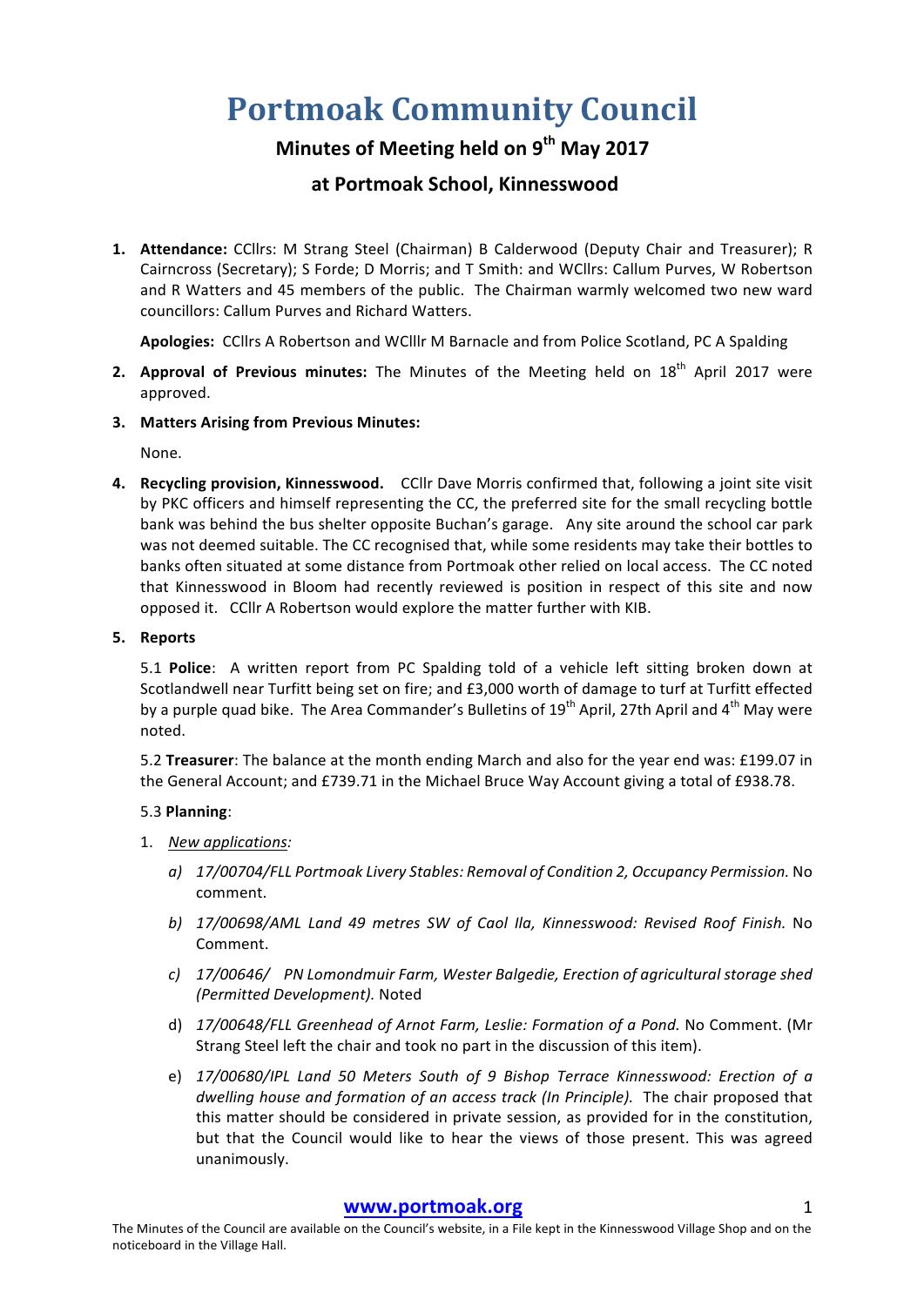// Portmoak Community Council

## Minutes of Meeting held on 9th May 2017

## at Portmoak School, Kinnesswood

1. **Attendance:** CCllrs: M Strang Steel (Chairman) B Calderwood (Deputy Chair and Treasurer); R Cairncross (Secretary); S Forde; D Morris; and T Smith: and WCllrs: Callum Purves, W Robertson and R Watters and 45 members of the public. The Chairman warmly welcomed two new ward councillors: Callum Purves and Richard Watters.

   **Apologies:** CCllrs A Robertson and WClllr M Barnacle and from Police Scotland, PC A Spalding

2. **Approval of Previous minutes:** The Minutes of the Meeting held on 18th April 2017 were approved.

3. **Matters Arising from Previous Minutes:**

   None.

4. **Recycling provision, Kinnesswood.** CCllr Dave Morris confirmed that, following a joint site visit by PKC officers and himself representing the CC, the preferred site for the small recycling bottle bank was behind the bus shelter opposite Buchan's garage. Any site around the school car park was not deemed suitable. The CC recognised that, while some residents may take their bottles to banks often situated at some distance from Portmoak other relied on local access. The CC noted that Kinnesswood in Bloom had recently reviewed is position in respect of this site and now opposed it. CCllr A Robertson would explore the matter further with KIB.

5. **Reports**

   5.1 **Police**: A written report from PC Spalding told of a vehicle left sitting broken down at Scotlandwell near Turfitt being set on fire; and £3,000 worth of damage to turf at Turfitt effected by a purple quad bike. The Area Commander's Bulletins of 19th April, 27th April and 4th May were noted.

   5.2 **Treasurer**: The balance at the month ending March and also for the year end was: £199.07 in the General Account; and £739.71 in the Michael Bruce Way Account giving a total of £938.78.

   5.3 **Planning**:

   1. *New applications:*

      a) *17/00704/FLL Portmoak Livery Stables: Removal of Condition 2, Occupancy Permission.* No comment.

      b) *17/00698/AML Land 49 metres SW of Caol Ila, Kinnesswood: Revised Roof Finish.* No Comment.

      c) *17/00646/ PN Lomondmuir Farm, Wester Balgedie, Erection of agricultural storage shed (Permitted Development).* Noted

      d) *17/00648/FLL Greenhead of Arnot Farm, Leslie: Formation of a Pond.* No Comment. (Mr Strang Steel left the chair and took no part in the discussion of this item).

      e) *17/00680/IPL Land 50 Meters South of 9 Bishop Terrace Kinnesswood: Erection of a dwelling house and formation of an access track (In Principle).* The chair proposed that this matter should be considered in private session, as provided for in the constitution, but that the Council would like to hear the views of those present. This was agreed unanimously.

**www.portmoak.org**

The Minutes of the Council are available on the Council's website, in a File kept in the Kinnesswood Village Shop and on the noticeboard in the Village Hall.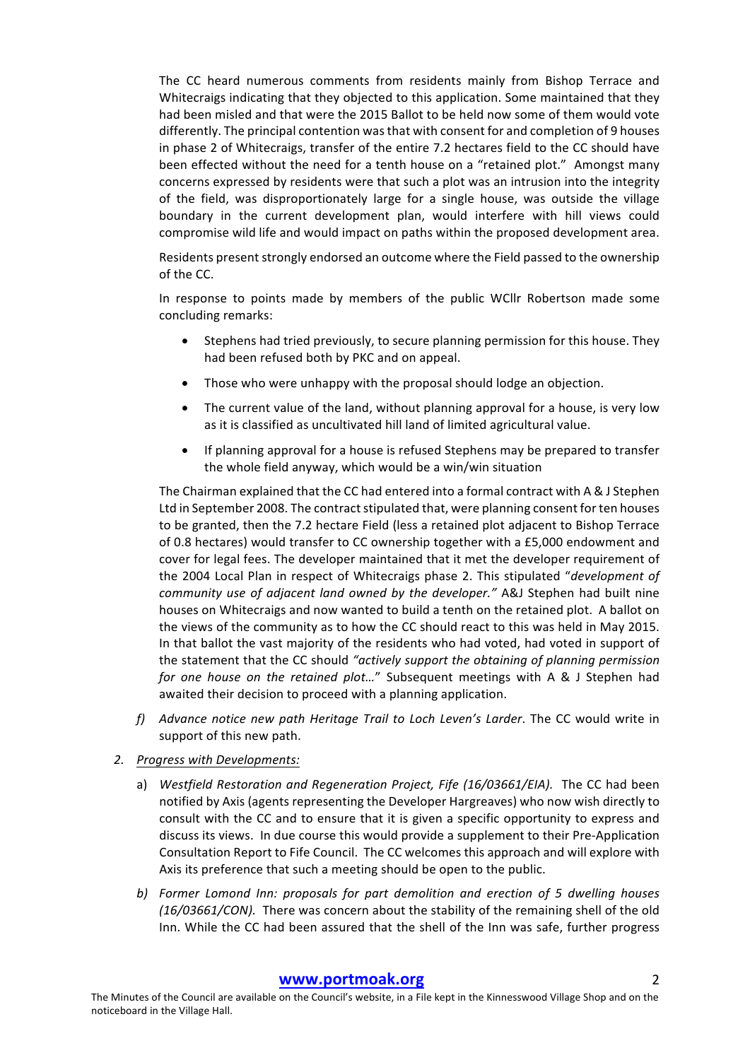The CC heard numerous comments from residents mainly from Bishop Terrace and Whitecraigs indicating that they objected to this application. Some maintained that they had been misled and that were the 2015 Ballot to be held now some of them would vote differently. The principal contention was that with consent for and completion of 9 houses in phase 2 of Whitecraigs, transfer of the entire 7.2 hectares field to the CC should have been effected without the need for a tenth house on a "retained plot." Amongst many concerns expressed by residents were that such a plot was an intrusion into the integrity of the field, was disproportionately large for a single house, was outside the village boundary in the current development plan, would interfere with hill views could compromise wild life and would impact on paths within the proposed development area.

Residents present strongly endorsed an outcome where the Field passed to the ownership of the CC.

In response to points made by members of the public WCllr Robertson made some concluding remarks:

- Stephens had tried previously, to secure planning permission for this house. They had been refused both by PKC and on appeal.
- Those who were unhappy with the proposal should lodge an objection.
- The current value of the land, without planning approval for a house, is very low as it is classified as uncultivated hill land of limited agricultural value.
- If planning approval for a house is refused Stephens may be prepared to transfer the whole field anyway, which would be a win/win situation

The Chairman explained that the CC had entered into a formal contract with A & J Stephen Ltd in September 2008. The contract stipulated that, were planning consent for ten houses to be granted, then the 7.2 hectare Field (less a retained plot adjacent to Bishop Terrace of 0.8 hectares) would transfer to CC ownership together with a £5,000 endowment and cover for legal fees. The developer maintained that it met the developer requirement of the 2004 Local Plan in respect of Whitecraigs phase 2. This stipulated "*development of community use of adjacent land owned by the developer.*" A&J Stephen had built nine houses on Whitecraigs and now wanted to build a tenth on the retained plot. A ballot on the views of the community as to how the CC should react to this was held in May 2015. In that ballot the vast majority of the residents who had voted, had voted in support of the statement that the CC should *"actively support the obtaining of planning permission for one house on the retained plot…*" Subsequent meetings with A & J Stephen had awaited their decision to proceed with a planning application.

f) *Advance notice new path Heritage Trail to Loch Leven's Larder*. The CC would write in support of this new path.

2. <u>*Progress with Developments:*</u>

   a) *Westfield Restoration and Regeneration Project, Fife (16/03661/EIA).* The CC had been notified by Axis (agents representing the Developer Hargreaves) who now wish directly to consult with the CC and to ensure that it is given a specific opportunity to express and discuss its views. In due course this would provide a supplement to their Pre-Application Consultation Report to Fife Council. The CC welcomes this approach and will explore with Axis its preference that such a meeting should be open to the public.

   b) *Former Lomond Inn: proposals for part demolition and erection of 5 dwelling houses (16/03661/CON).* There was concern about the stability of the remaining shell of the old Inn. While the CC had been assured that the shell of the Inn was safe, further progress

**www.portmoak.org**

The Minutes of the Council are available on the Council's website, in a File kept in the Kinnesswood Village Shop and on the noticeboard in the Village Hall.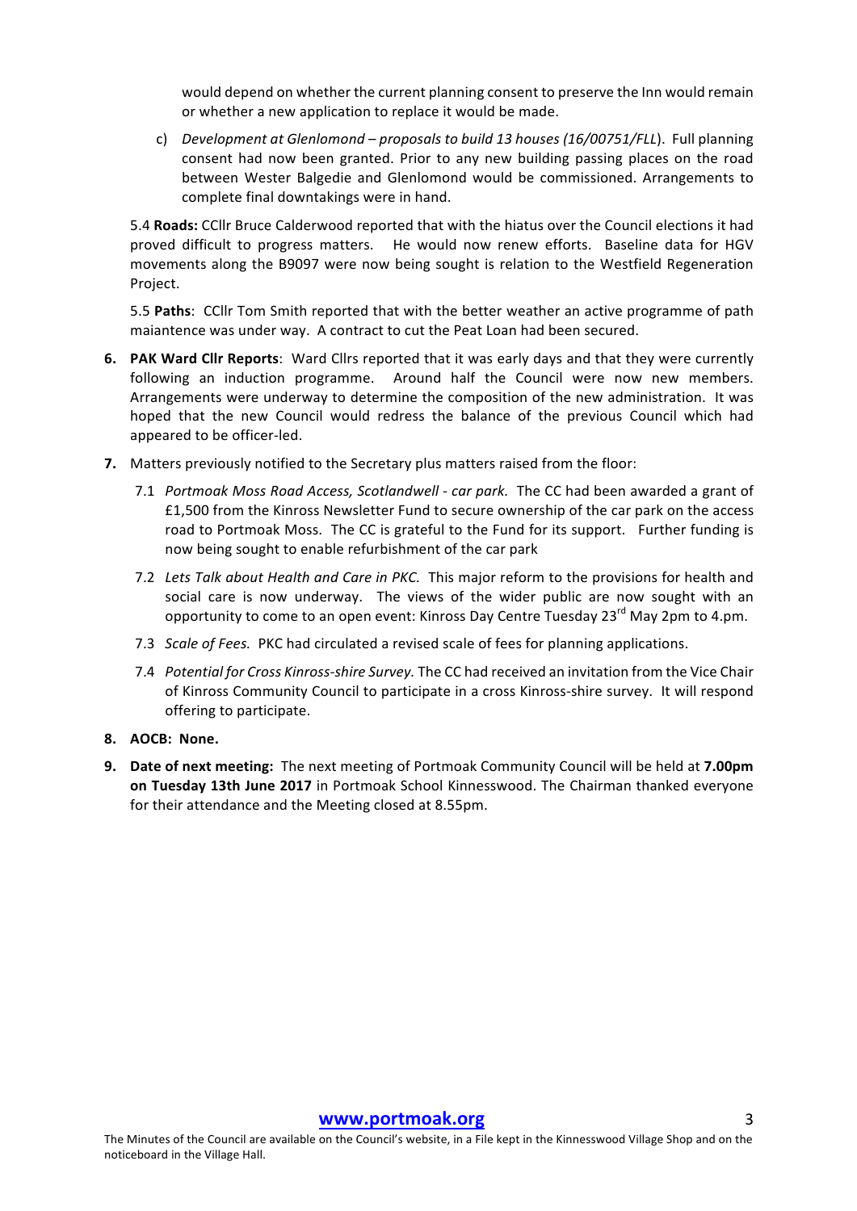would depend on whether the current planning consent to preserve the Inn would remain or whether a new application to replace it would be made.

c) *Development at Glenlomond – proposals to build 13 houses (16/00751/FLL*). Full planning consent had now been granted. Prior to any new building passing places on the road between Wester Balgedie and Glenlomond would be commissioned. Arrangements to complete final downtakings were in hand.

5.4 **Roads:** CCllr Bruce Calderwood reported that with the hiatus over the Council elections it had proved difficult to progress matters. He would now renew efforts. Baseline data for HGV movements along the B9097 were now being sought is relation to the Westfield Regeneration Project.

5.5 **Paths**: CCllr Tom Smith reported that with the better weather an active programme of path maiantence was under way. A contract to cut the Peat Loan had been secured.

6. **PAK Ward Cllr Reports**: Ward Cllrs reported that it was early days and that they were currently following an induction programme. Around half the Council were now new members. Arrangements were underway to determine the composition of the new administration. It was hoped that the new Council would redress the balance of the previous Council which had appeared to be officer-led.

7. Matters previously notified to the Secretary plus matters raised from the floor:

   7.1 *Portmoak Moss Road Access, Scotlandwell - car park.* The CC had been awarded a grant of £1,500 from the Kinross Newsletter Fund to secure ownership of the car park on the access road to Portmoak Moss. The CC is grateful to the Fund for its support. Further funding is now being sought to enable refurbishment of the car park

   7.2 *Lets Talk about Health and Care in PKC.* This major reform to the provisions for health and social care is now underway. The views of the wider public are now sought with an opportunity to come to an open event: Kinross Day Centre Tuesday 23rd May 2pm to 4.pm.

   7.3 *Scale of Fees.* PKC had circulated a revised scale of fees for planning applications.

   7.4 *Potential for Cross Kinross-shire Survey.* The CC had received an invitation from the Vice Chair of Kinross Community Council to participate in a cross Kinross-shire survey. It will respond offering to participate.

8. **AOCB: None.**

9. **Date of next meeting:** The next meeting of Portmoak Community Council will be held at **7.00pm on Tuesday 13th June 2017** in Portmoak School Kinnesswood. The Chairman thanked everyone for their attendance and the Meeting closed at 8.55pm.

**www.portmoak.org**

The Minutes of the Council are available on the Council's website, in a File kept in the Kinnesswood Village Shop and on the noticeboard in the Village Hall.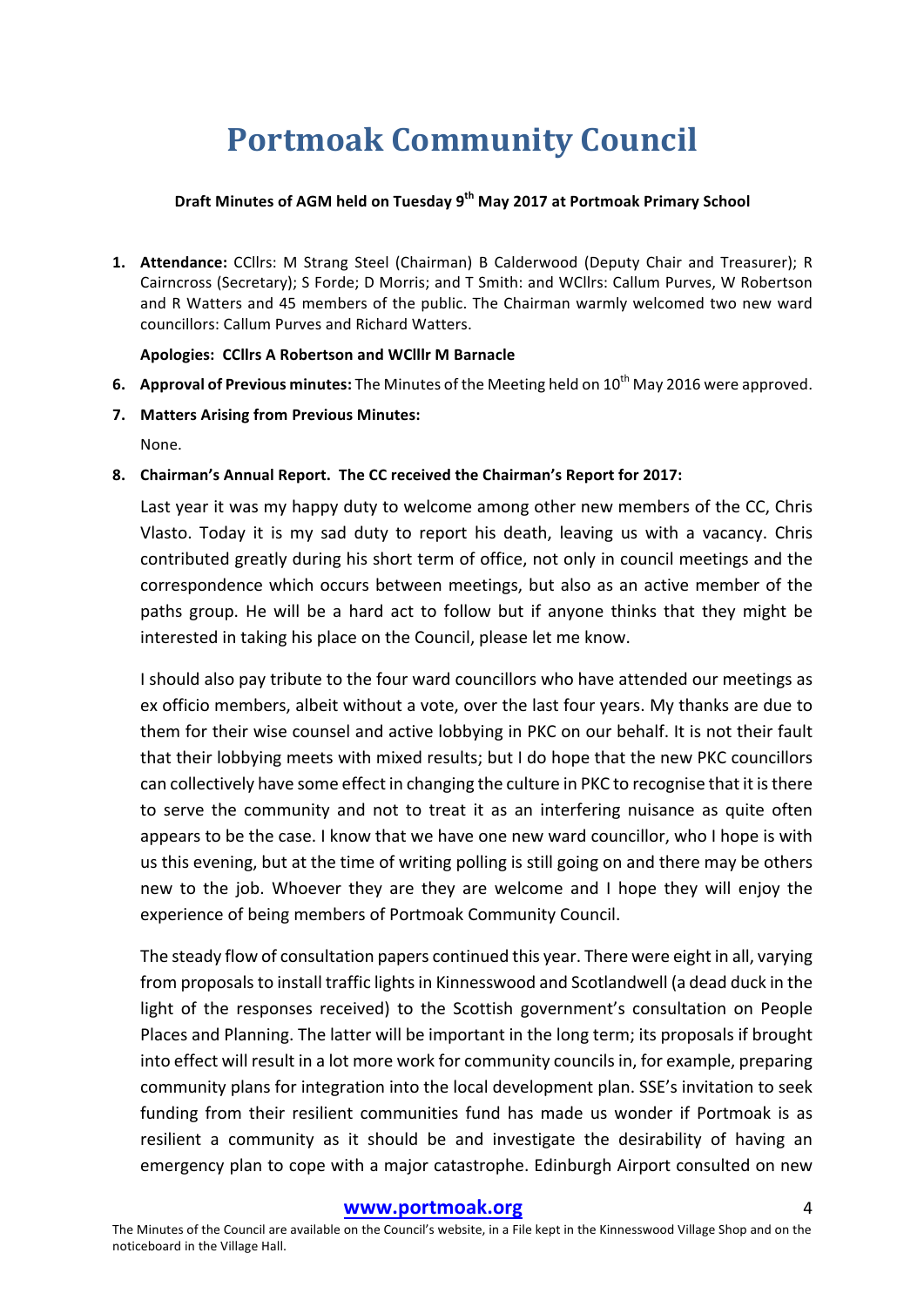# Portmoak Community Council

**Draft Minutes of AGM held on Tuesday 9th May 2017 at Portmoak Primary School**

1. **Attendance:** CCllrs: M Strang Steel (Chairman) B Calderwood (Deputy Chair and Treasurer); R Cairncross (Secretary); S Forde; D Morris; and T Smith: and WCllrs: Callum Purves, W Robertson and R Watters and 45 members of the public. The Chairman warmly welcomed two new ward councillors: Callum Purves and Richard Watters.

   **Apologies: CCllrs A Robertson and WClllr M Barnacle**

6. **Approval of Previous minutes:** The Minutes of the Meeting held on 10th May 2016 were approved.

7. **Matters Arising from Previous Minutes:**

   None.

8. **Chairman's Annual Report. The CC received the Chairman's Report for 2017:**

   Last year it was my happy duty to welcome among other new members of the CC, Chris Vlasto. Today it is my sad duty to report his death, leaving us with a vacancy. Chris contributed greatly during his short term of office, not only in council meetings and the correspondence which occurs between meetings, but also as an active member of the paths group. He will be a hard act to follow but if anyone thinks that they might be interested in taking his place on the Council, please let me know.

   I should also pay tribute to the four ward councillors who have attended our meetings as ex officio members, albeit without a vote, over the last four years. My thanks are due to them for their wise counsel and active lobbying in PKC on our behalf. It is not their fault that their lobbying meets with mixed results; but I do hope that the new PKC councillors can collectively have some effect in changing the culture in PKC to recognise that it is there to serve the community and not to treat it as an interfering nuisance as quite often appears to be the case. I know that we have one new ward councillor, who I hope is with us this evening, but at the time of writing polling is still going on and there may be others new to the job. Whoever they are they are welcome and I hope they will enjoy the experience of being members of Portmoak Community Council.

   The steady flow of consultation papers continued this year. There were eight in all, varying from proposals to install traffic lights in Kinnesswood and Scotlandwell (a dead duck in the light of the responses received) to the Scottish government's consultation on People Places and Planning. The latter will be important in the long term; its proposals if brought into effect will result in a lot more work for community councils in, for example, preparing community plans for integration into the local development plan. SSE's invitation to seek funding from their resilient communities fund has made us wonder if Portmoak is as resilient a community as it should be and investigate the desirability of having an emergency plan to cope with a major catastrophe. Edinburgh Airport consulted on new

The Minutes of the Council are available on the Council's website, in a File kept in the Kinnesswood Village Shop and on the noticeboard in the Village Hall.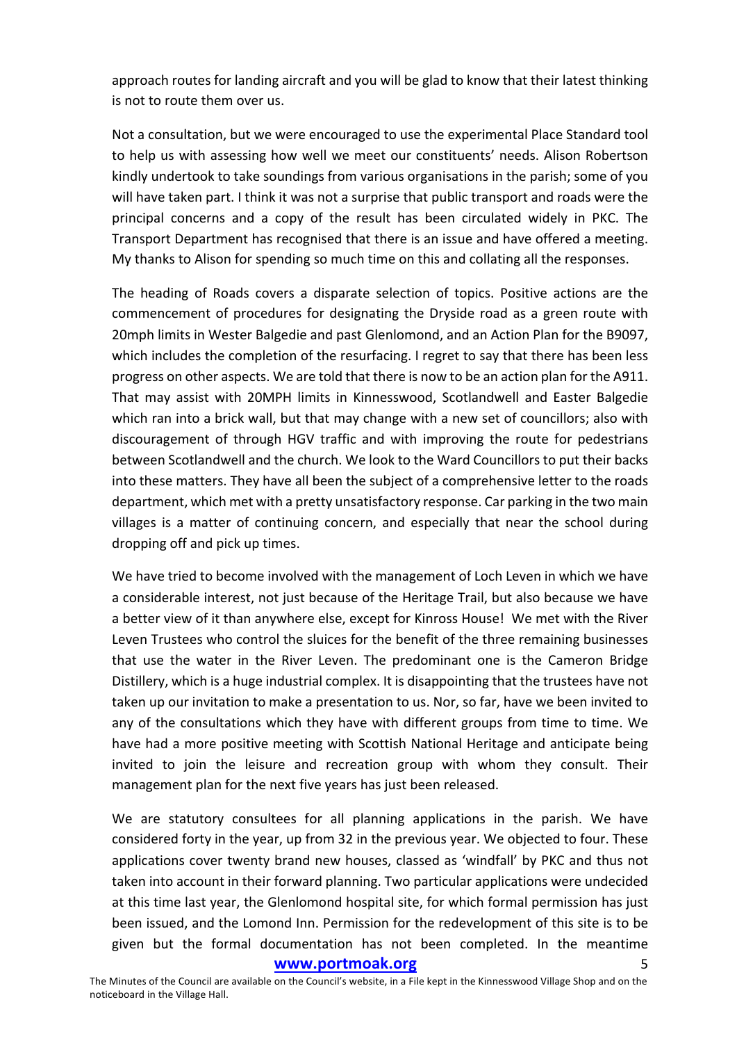approach routes for landing aircraft and you will be glad to know that their latest thinking is not to route them over us.

Not a consultation, but we were encouraged to use the experimental Place Standard tool to help us with assessing how well we meet our constituents' needs. Alison Robertson kindly undertook to take soundings from various organisations in the parish; some of you will have taken part. I think it was not a surprise that public transport and roads were the principal concerns and a copy of the result has been circulated widely in PKC. The Transport Department has recognised that there is an issue and have offered a meeting. My thanks to Alison for spending so much time on this and collating all the responses.

The heading of Roads covers a disparate selection of topics. Positive actions are the commencement of procedures for designating the Dryside road as a green route with 20mph limits in Wester Balgedie and past Glenlomond, and an Action Plan for the B9097, which includes the completion of the resurfacing. I regret to say that there has been less progress on other aspects. We are told that there is now to be an action plan for the A911. That may assist with 20MPH limits in Kinnesswood, Scotlandwell and Easter Balgedie which ran into a brick wall, but that may change with a new set of councillors; also with discouragement of through HGV traffic and with improving the route for pedestrians between Scotlandwell and the church. We look to the Ward Councillors to put their backs into these matters. They have all been the subject of a comprehensive letter to the roads department, which met with a pretty unsatisfactory response. Car parking in the two main villages is a matter of continuing concern, and especially that near the school during dropping off and pick up times.

We have tried to become involved with the management of Loch Leven in which we have a considerable interest, not just because of the Heritage Trail, but also because we have a better view of it than anywhere else, except for Kinross House! We met with the River Leven Trustees who control the sluices for the benefit of the three remaining businesses that use the water in the River Leven. The predominant one is the Cameron Bridge Distillery, which is a huge industrial complex. It is disappointing that the trustees have not taken up our invitation to make a presentation to us. Nor, so far, have we been invited to any of the consultations which they have with different groups from time to time. We have had a more positive meeting with Scottish National Heritage and anticipate being invited to join the leisure and recreation group with whom they consult. Their management plan for the next five years has just been released.

We are statutory consultees for all planning applications in the parish. We have considered forty in the year, up from 32 in the previous year. We objected to four. These applications cover twenty brand new houses, classed as 'windfall' by PKC and thus not taken into account in their forward planning. Two particular applications were undecided at this time last year, the Glenlomond hospital site, for which formal permission has just been issued, and the Lomond Inn. Permission for the redevelopment of this site is to be given but the formal documentation has not been completed. In the meantime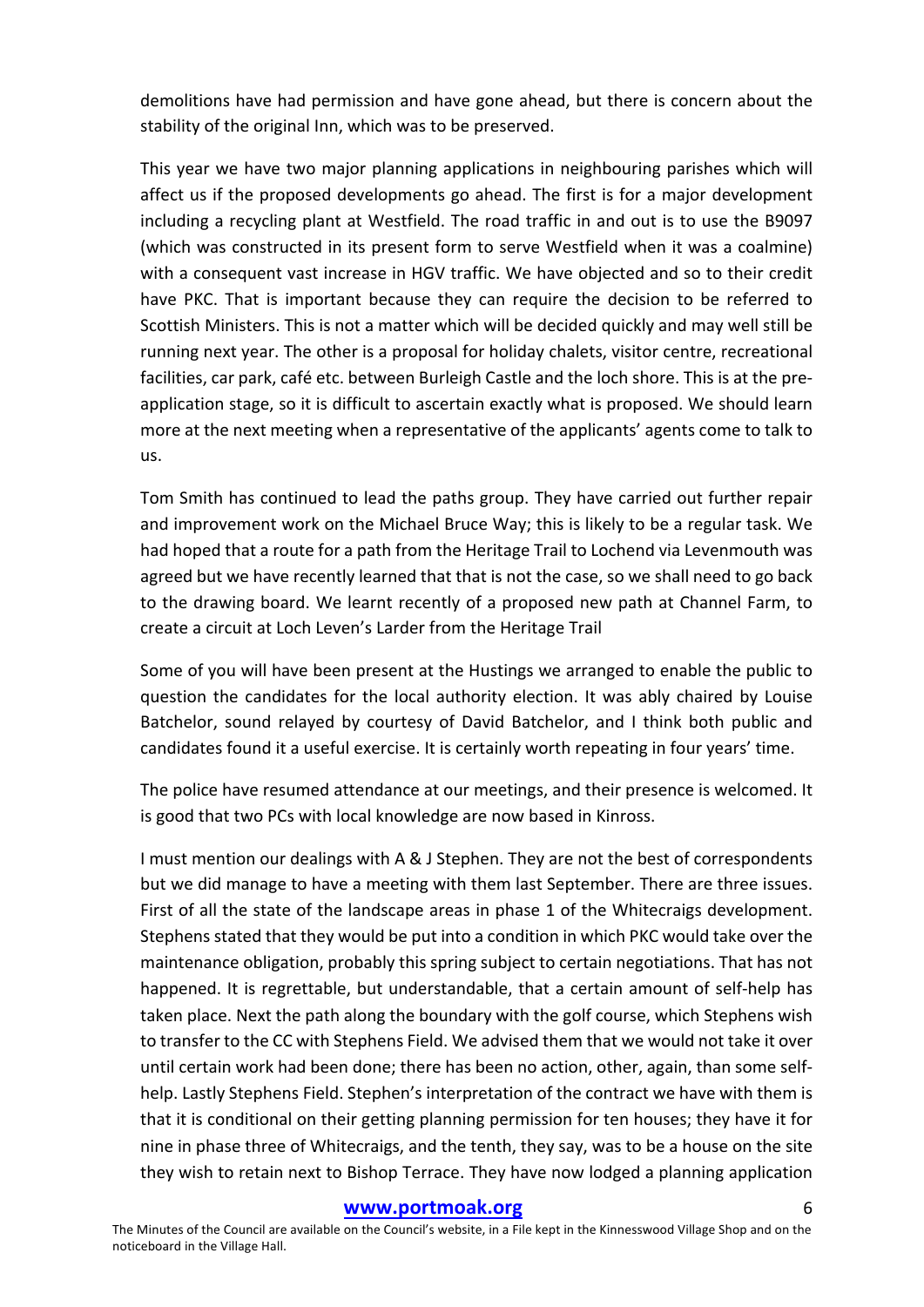demolitions have had permission and have gone ahead, but there is concern about the stability of the original Inn, which was to be preserved.

This year we have two major planning applications in neighbouring parishes which will affect us if the proposed developments go ahead. The first is for a major development including a recycling plant at Westfield. The road traffic in and out is to use the B9097 (which was constructed in its present form to serve Westfield when it was a coalmine) with a consequent vast increase in HGV traffic. We have objected and so to their credit have PKC. That is important because they can require the decision to be referred to Scottish Ministers. This is not a matter which will be decided quickly and may well still be running next year. The other is a proposal for holiday chalets, visitor centre, recreational facilities, car park, café etc. between Burleigh Castle and the loch shore. This is at the pre-application stage, so it is difficult to ascertain exactly what is proposed. We should learn more at the next meeting when a representative of the applicants' agents come to talk to us.

Tom Smith has continued to lead the paths group. They have carried out further repair and improvement work on the Michael Bruce Way; this is likely to be a regular task. We had hoped that a route for a path from the Heritage Trail to Lochend via Levenmouth was agreed but we have recently learned that that is not the case, so we shall need to go back to the drawing board. We learnt recently of a proposed new path at Channel Farm, to create a circuit at Loch Leven's Larder from the Heritage Trail

Some of you will have been present at the Hustings we arranged to enable the public to question the candidates for the local authority election. It was ably chaired by Louise Batchelor, sound relayed by courtesy of David Batchelor, and I think both public and candidates found it a useful exercise. It is certainly worth repeating in four years' time.

The police have resumed attendance at our meetings, and their presence is welcomed. It is good that two PCs with local knowledge are now based in Kinross.

I must mention our dealings with A & J Stephen. They are not the best of correspondents but we did manage to have a meeting with them last September. There are three issues. First of all the state of the landscape areas in phase 1 of the Whitecraigs development. Stephens stated that they would be put into a condition in which PKC would take over the maintenance obligation, probably this spring subject to certain negotiations. That has not happened. It is regrettable, but understandable, that a certain amount of self-help has taken place. Next the path along the boundary with the golf course, which Stephens wish to transfer to the CC with Stephens Field. We advised them that we would not take it over until certain work had been done; there has been no action, other, again, than some self-help. Lastly Stephens Field. Stephen's interpretation of the contract we have with them is that it is conditional on their getting planning permission for ten houses; they have it for nine in phase three of Whitecraigs, and the tenth, they say, was to be a house on the site they wish to retain next to Bishop Terrace. They have now lodged a planning application

**www.portmoak.org**

The Minutes of the Council are available on the Council's website, in a File kept in the Kinnesswood Village Shop and on the noticeboard in the Village Hall.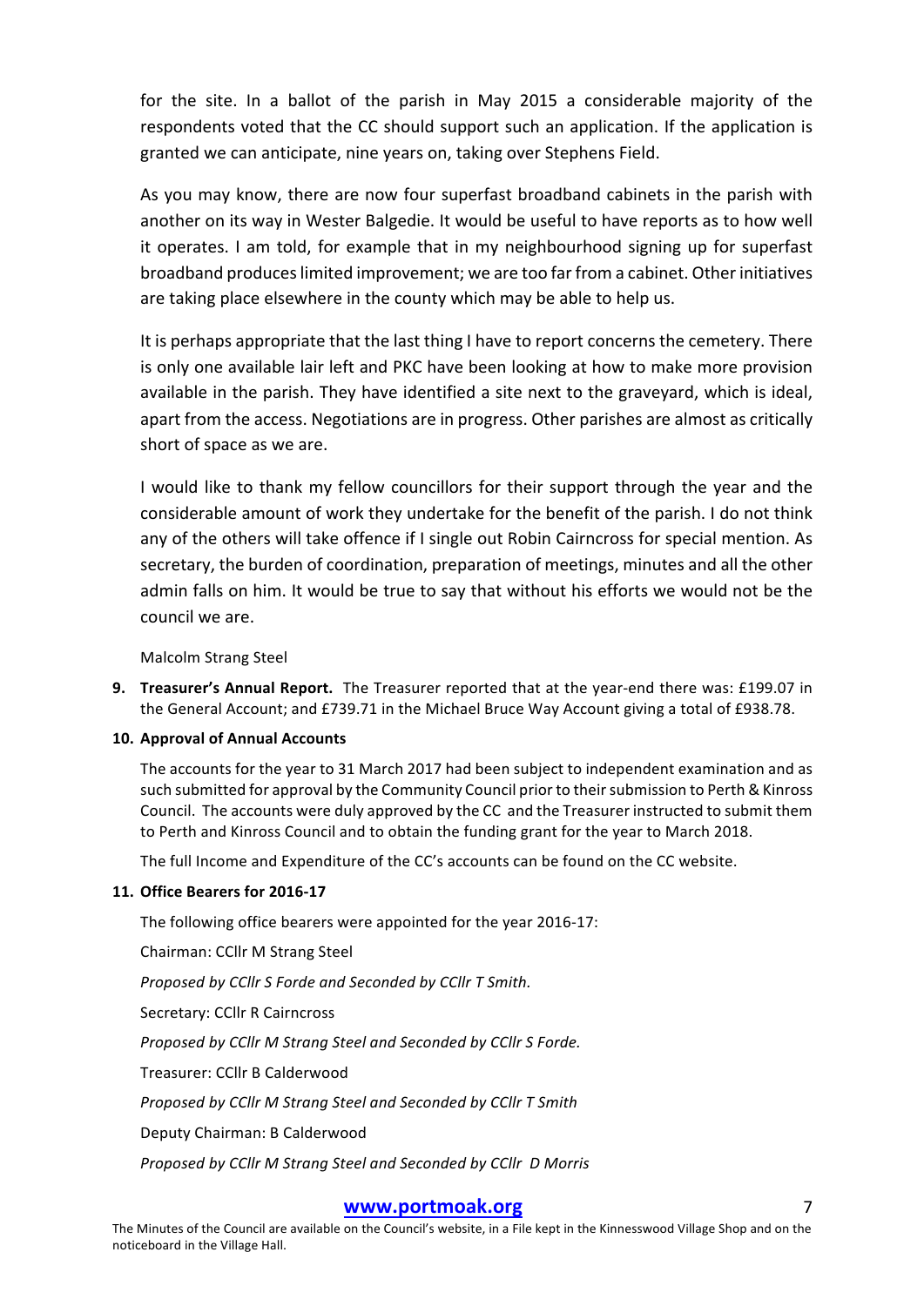for the site. In a ballot of the parish in May 2015 a considerable majority of the respondents voted that the CC should support such an application. If the application is granted we can anticipate, nine years on, taking over Stephens Field.

As you may know, there are now four superfast broadband cabinets in the parish with another on its way in Wester Balgedie. It would be useful to have reports as to how well it operates. I am told, for example that in my neighbourhood signing up for superfast broadband produces limited improvement; we are too far from a cabinet. Other initiatives are taking place elsewhere in the county which may be able to help us.

It is perhaps appropriate that the last thing I have to report concerns the cemetery. There is only one available lair left and PKC have been looking at how to make more provision available in the parish. They have identified a site next to the graveyard, which is ideal, apart from the access. Negotiations are in progress. Other parishes are almost as critically short of space as we are.

I would like to thank my fellow councillors for their support through the year and the considerable amount of work they undertake for the benefit of the parish. I do not think any of the others will take offence if I single out Robin Cairncross for special mention. As secretary, the burden of coordination, preparation of meetings, minutes and all the other admin falls on him. It would be true to say that without his efforts we would not be the council we are.

Malcolm Strang Steel

9. **Treasurer's Annual Report.** The Treasurer reported that at the year-end there was: £199.07 in the General Account; and £739.71 in the Michael Bruce Way Account giving a total of £938.78.

10. **Approval of Annual Accounts**

The accounts for the year to 31 March 2017 had been subject to independent examination and as such submitted for approval by the Community Council prior to their submission to Perth & Kinross Council. The accounts were duly approved by the CC and the Treasurer instructed to submit them to Perth and Kinross Council and to obtain the funding grant for the year to March 2018.

The full Income and Expenditure of the CC's accounts can be found on the CC website.

11. **Office Bearers for 2016-17**

The following office bearers were appointed for the year 2016-17:

Chairman: CCllr M Strang Steel

*Proposed by CCllr S Forde and Seconded by CCllr T Smith.*

Secretary: CCllr R Cairncross

*Proposed by CCllr M Strang Steel and Seconded by CCllr S Forde.*

Treasurer: CCllr B Calderwood

*Proposed by CCllr M Strang Steel and Seconded by CCllr T Smith*

Deputy Chairman: B Calderwood

*Proposed by CCllr M Strang Steel and Seconded by CCllr D Morris*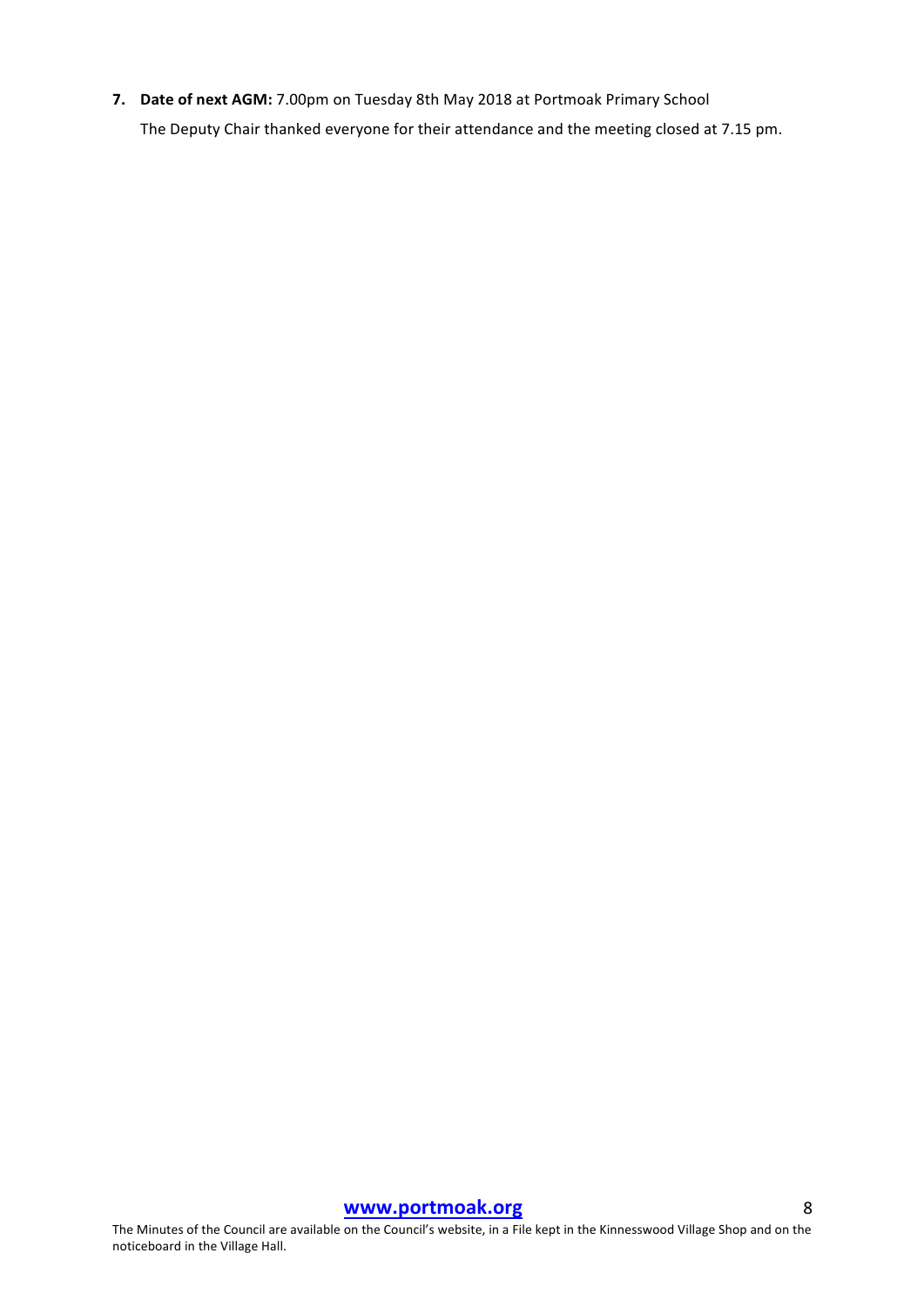7. **Date of next AGM:** 7.00pm on Tuesday 8th May 2018 at Portmoak Primary School

   The Deputy Chair thanked everyone for their attendance and the meeting closed at 7.15 pm.